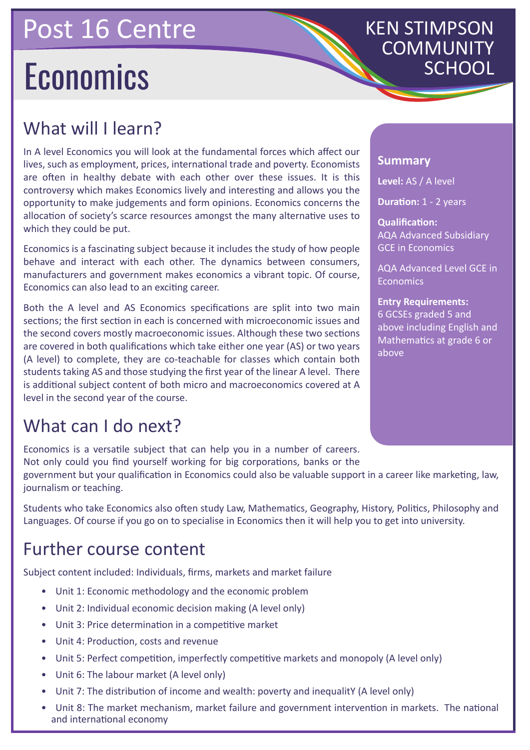# Post 16 Centre

KEN STIMPSON COMMUNITY SCHOOL

# Economics

## What will I learn?

In A level Economics you will look at the fundamental forces which affect our lives, such as employment, prices, international trade and poverty. Economists are often in healthy debate with each other over these issues. It is this controversy which makes Economics lively and interesting and allows you the opportunity to make judgements and form opinions. Economics concerns the allocation of society's scarce resources amongst the many alternative uses to which they could be put.

Economics is a fascinating subject because it includes the study of how people behave and interact with each other. The dynamics between consumers, manufacturers and government makes economics a vibrant topic. Of course, Economics can also lead to an exciting career.

Both the A level and AS Economics specifications are split into two main sections; the first section in each is concerned with microeconomic issues and the second covers mostly macroeconomic issues. Although these two sections are covered in both qualifications which take either one year (AS) or two years (A level) to complete, they are co-teachable for classes which contain both students taking AS and those studying the first year of the linear A level. There is additional subject content of both micro and macroeconomics covered at A level in the second year of the course.

### Summary

**Level:** AS / A level

**Duration:** 1 - 2 years

**Qualification:**
AQA Advanced Subsidiary GCE in Economics

AQA Advanced Level GCE in Economics

**Entry Requirements:**
6 GCSEs graded 5 and above including English and Mathematics at grade 6 or above

## What can I do next?

Economics is a versatile subject that can help you in a number of careers. Not only could you find yourself working for big corporations, banks or the government but your qualification in Economics could also be valuable support in a career like marketing, law, journalism or teaching.

Students who take Economics also often study Law, Mathematics, Geography, History, Politics, Philosophy and Languages. Of course if you go on to specialise in Economics then it will help you to get into university.

## Further course content

Subject content included: Individuals, firms, markets and market failure

- Unit 1: Economic methodology and the economic problem
- Unit 2: Individual economic decision making (A level only)
- Unit 3: Price determination in a competitive market
- Unit 4: Production, costs and revenue
- Unit 5: Perfect competition, imperfectly competitive markets and monopoly (A level only)
- Unit 6: The labour market (A level only)
- Unit 7: The distribution of income and wealth: poverty and inequalitY (A level only)
- Unit 8: The market mechanism, market failure and government intervention in markets. The national and international economy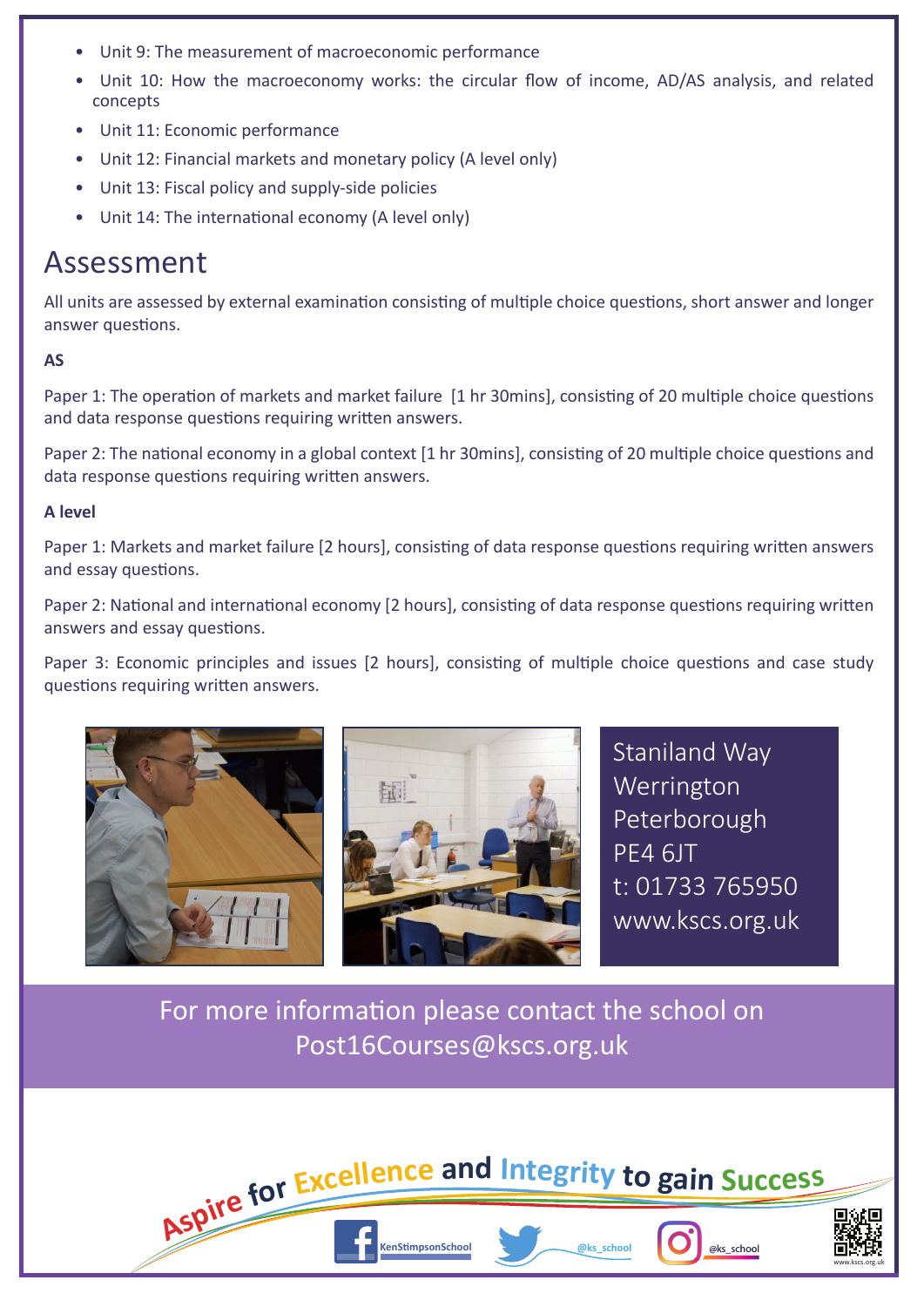- Unit 9: The measurement of macroeconomic performance
- Unit 10: How the macroeconomy works: the circular flow of income, AD/AS analysis, and related concepts
- Unit 11: Economic performance
- Unit 12: Financial markets and monetary policy (A level only)
- Unit 13: Fiscal policy and supply-side policies
- Unit 14: The international economy (A level only)

# Assessment

All units are assessed by external examination consisting of multiple choice questions, short answer and longer answer questions.

**AS**

Paper 1: The operation of markets and market failure [1 hr 30mins], consisting of 20 multiple choice questions and data response questions requiring written answers.

Paper 2: The national economy in a global context [1 hr 30mins], consisting of 20 multiple choice questions and data response questions requiring written answers.

**A level**

Paper 1: Markets and market failure [2 hours], consisting of data response questions requiring written answers and essay questions.

Paper 2: National and international economy [2 hours], consisting of data response questions requiring written answers and essay questions.

Paper 3: Economic principles and issues [2 hours], consisting of multiple choice questions and case study questions requiring written answers.

Staniland Way
Werrington
Peterborough
PE4 6JT
t: 01733 765950
www.kscs.org.uk

For more information please contact the school on Post16Courses@kscs.org.uk

Aspire for Excellence and Integrity to gain Success

KenStimpsonSchool @ks_school @ks_school

www.kscs.org.uk